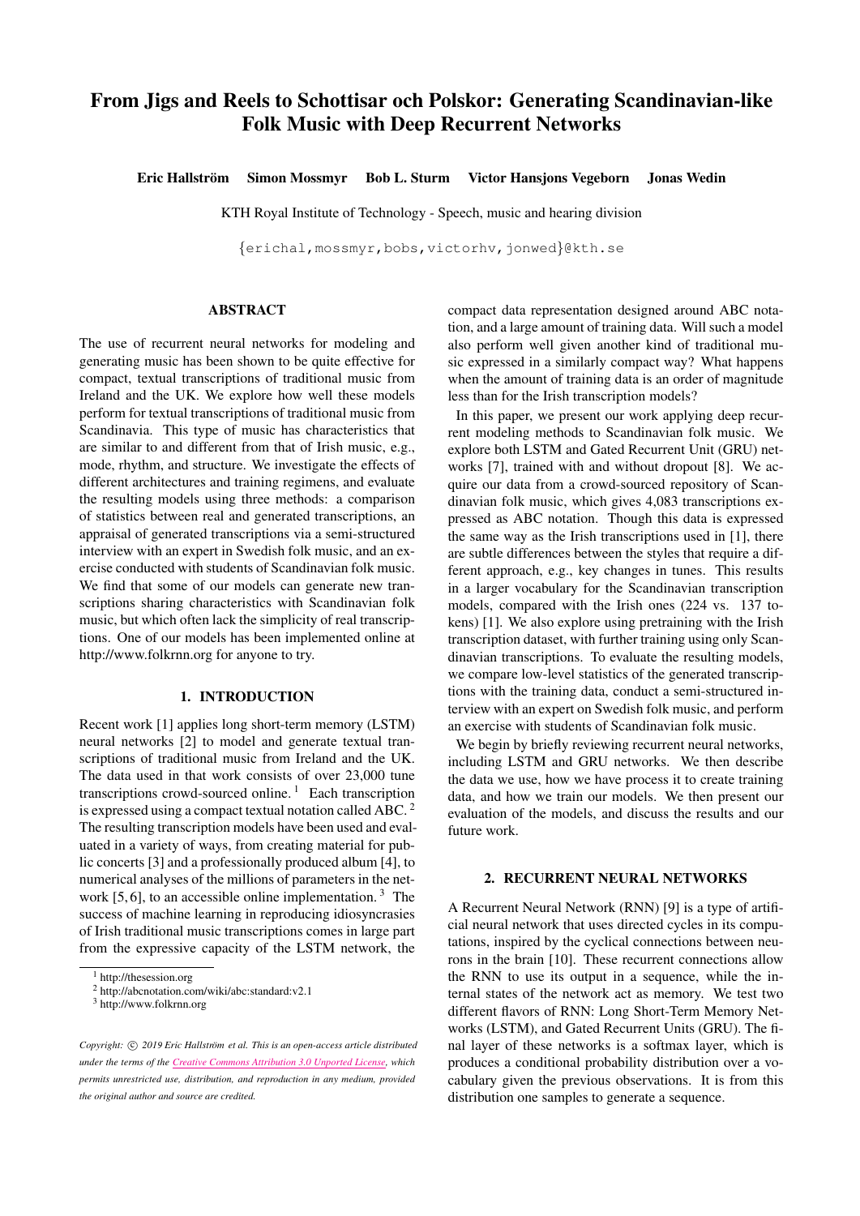# From Jigs and Reels to Schottisar och Polskor: Generating Scandinavian-like Folk Music with Deep Recurrent Networks

**Eric Hallström   Simon Mossmyr   Bob L. Sturm   Victor Hansjons Vegeborn   Jonas Wedin**

KTH Royal Institute of Technology - Speech, music and hearing division

{erichal,mossmyr,bobs,victorhv,jonwed}@kth.se

## ABSTRACT

The use of recurrent neural networks for modeling and generating music has been shown to be quite effective for compact, textual transcriptions of traditional music from Ireland and the UK. We explore how well these models perform for textual transcriptions of traditional music from Scandinavia. This type of music has characteristics that are similar to and different from that of Irish music, e.g., mode, rhythm, and structure. We investigate the effects of different architectures and training regimens, and evaluate the resulting models using three methods: a comparison of statistics between real and generated transcriptions, an appraisal of generated transcriptions via a semi-structured interview with an expert in Swedish folk music, and an exercise conducted with students of Scandinavian folk music. We find that some of our models can generate new transcriptions sharing characteristics with Scandinavian folk music, but which often lack the simplicity of real transcriptions. One of our models has been implemented online at http://www.folkrnn.org for anyone to try.

## 1. INTRODUCTION

Recent work [1] applies long short-term memory (LSTM) neural networks [2] to model and generate textual transcriptions of traditional music from Ireland and the UK. The data used in that work consists of over 23,000 tune transcriptions crowd-sourced online. [1] Each transcription is expressed using a compact textual notation called ABC. [2] The resulting transcription models have been used and evaluated in a variety of ways, from creating material for public concerts [3] and a professionally produced album [4], to numerical analyses of the millions of parameters in the network [5, 6], to an accessible online implementation. [3] The success of machine learning in reproducing idiosyncrasies of Irish traditional music transcriptions comes in large part from the expressive capacity of the LSTM network, the compact data representation designed around ABC notation, and a large amount of training data. Will such a model also perform well given another kind of traditional music expressed in a similarly compact way? What happens when the amount of training data is an order of magnitude less than for the Irish transcription models?

In this paper, we present our work applying deep recurrent modeling methods to Scandinavian folk music. We explore both LSTM and Gated Recurrent Unit (GRU) networks [7], trained with and without dropout [8]. We acquire our data from a crowd-sourced repository of Scandinavian folk music, which gives 4,083 transcriptions expressed as ABC notation. Though this data is expressed the same way as the Irish transcriptions used in [1], there are subtle differences between the styles that require a different approach, e.g., key changes in tunes. This results in a larger vocabulary for the Scandinavian transcription models, compared with the Irish ones (224 vs. 137 tokens) [1]. We also explore using pretraining with the Irish transcription dataset, with further training using only Scandinavian transcriptions. To evaluate the resulting models, we compare low-level statistics of the generated transcriptions with the training data, conduct a semi-structured interview with an expert on Swedish folk music, and perform an exercise with students of Scandinavian folk music.

We begin by briefly reviewing recurrent neural networks, including LSTM and GRU networks. We then describe the data we use, how we have process it to create training data, and how we train our models. We then present our evaluation of the models, and discuss the results and our future work.

## 2. RECURRENT NEURAL NETWORKS

A Recurrent Neural Network (RNN) [9] is a type of artificial neural network that uses directed cycles in its computations, inspired by the cyclical connections between neurons in the brain [10]. These recurrent connections allow the RNN to use its output in a sequence, while the internal states of the network act as memory. We test two different flavors of RNN: Long Short-Term Memory Networks (LSTM), and Gated Recurrent Units (GRU). The final layer of these networks is a softmax layer, which is produces a conditional probability distribution over a vocabulary given the previous observations. It is from this distribution one samples to generate a sequence.

[1] http://thesession.org
[2] http://abcnotation.com/wiki/abc:standard:v2.1
[3] http://www.folkrnn.org

*Copyright: © 2019 Eric Hallström et al. This is an open-access article distributed under the terms of the Creative Commons Attribution 3.0 Unported License, which permits unrestricted use, distribution, and reproduction in any medium, provided the original author and source are credited.*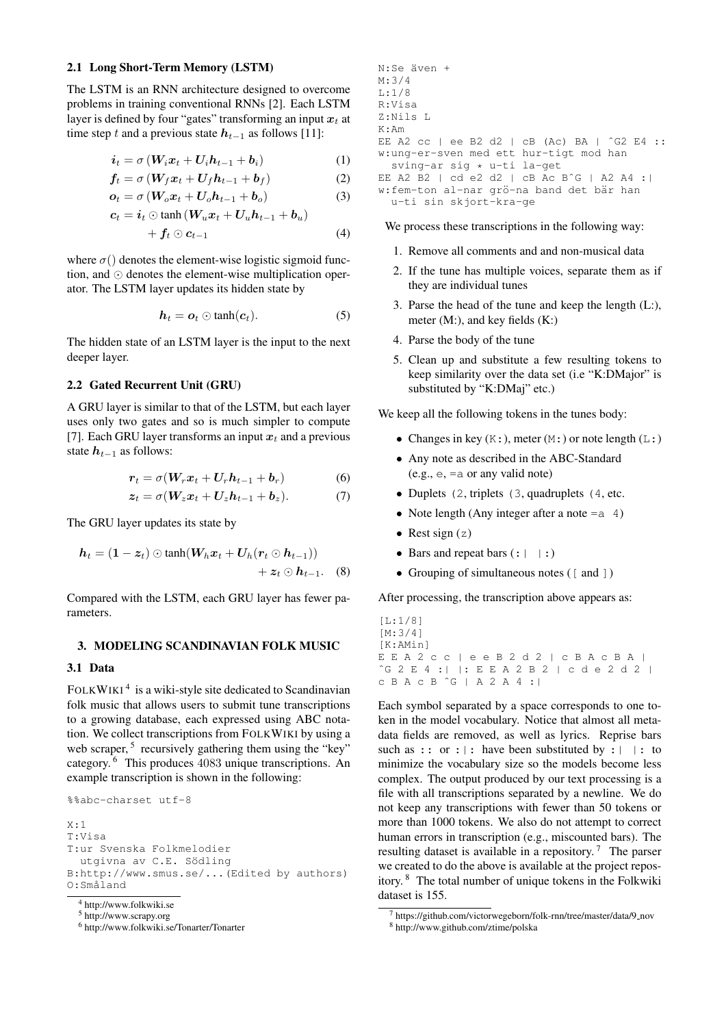### 2.1 Long Short-Term Memory (LSTM)

The LSTM is an RNN architecture designed to overcome problems in training conventional RNNs [2]. Each LSTM layer is defined by four "gates" transforming an input $\boldsymbol{x}_t$ at time step $t$ and a previous state $\boldsymbol{h}_{t-1}$ as follows [11]:

$$\boldsymbol{i}_t = \sigma\left(\boldsymbol{W}_i \boldsymbol{x}_t + \boldsymbol{U}_i \boldsymbol{h}_{t-1} + \boldsymbol{b}_i\right) \tag{1}$$

$$\boldsymbol{f}_t = \sigma\left(\boldsymbol{W}_f \boldsymbol{x}_t + \boldsymbol{U}_f \boldsymbol{h}_{t-1} + \boldsymbol{b}_f\right) \tag{2}$$

$$\boldsymbol{o}_t = \sigma\left(\boldsymbol{W}_o \boldsymbol{x}_t + \boldsymbol{U}_o \boldsymbol{h}_{t-1} + \boldsymbol{b}_o\right) \tag{3}$$

$$\boldsymbol{c}_t = \boldsymbol{i}_t \odot \tanh\left(\boldsymbol{W}_u \boldsymbol{x}_t + \boldsymbol{U}_u \boldsymbol{h}_{t-1} + \boldsymbol{b}_u\right) + \boldsymbol{f}_t \odot \boldsymbol{c}_{t-1} \tag{4}$$

where $\sigma()$ denotes the element-wise logistic sigmoid function, and $\odot$ denotes the element-wise multiplication operator. The LSTM layer updates its hidden state by

$$\boldsymbol{h}_t = \boldsymbol{o}_t \odot \tanh(\boldsymbol{c}_t). \tag{5}$$

The hidden state of an LSTM layer is the input to the next deeper layer.

### 2.2 Gated Recurrent Unit (GRU)

A GRU layer is similar to that of the LSTM, but each layer uses only two gates and so is much simpler to compute [7]. Each GRU layer transforms an input $\boldsymbol{x}_t$ and a previous state $\boldsymbol{h}_{t-1}$ as follows:

$$\boldsymbol{r}_t = \sigma(\boldsymbol{W}_r \boldsymbol{x}_t + \boldsymbol{U}_r \boldsymbol{h}_{t-1} + \boldsymbol{b}_r) \tag{6}$$

$$\boldsymbol{z}_t = \sigma(\boldsymbol{W}_z \boldsymbol{x}_t + \boldsymbol{U}_z \boldsymbol{h}_{t-1} + \boldsymbol{b}_z). \tag{7}$$

The GRU layer updates its state by

$$\boldsymbol{h}_t = (\boldsymbol{1} - \boldsymbol{z}_t) \odot \tanh(\boldsymbol{W}_h \boldsymbol{x}_t + \boldsymbol{U}_h(\boldsymbol{r}_t \odot \boldsymbol{h}_{t-1})) + \boldsymbol{z}_t \odot \boldsymbol{h}_{t-1}. \tag{8}$$

Compared with the LSTM, each GRU layer has fewer parameters.

## 3. MODELING SCANDINAVIAN FOLK MUSIC

### 3.1 Data

FOLKWIKI[4] is a wiki-style site dedicated to Scandinavian folk music that allows users to submit tune transcriptions to a growing database, each expressed using ABC notation. We collect transcriptions from FOLKWIKI by using a web scraper,[5] recursively gathering them using the "key" category.[6] This produces 4083 unique transcriptions. An example transcription is shown in the following:

```
%%abc-charset utf-8

X:1
T:Visa
T:ur Svenska Folkmelodier
  utgivna av C.E. Södling
B:http://www.smus.se/...(Edited by authors)
O:Småland
N:Se även +
M:3/4
L:1/8
R:Visa
Z:Nils L
K:Am
EE A2 cc | ee B2 d2 | cB (Ac) BA | ^G2 E4 ::
w:ung-er-sven med ett hur-tigt mod han
  sving-ar sig * u-ti la-get
EE A2 B2 | cd e2 d2 | cB Ac B^G | A2 A4 :|
w:fem-ton al-nar grö-na band det bär han
  u-ti sin skjort-kra-ge
```

We process these transcriptions in the following way:

1. Remove all comments and and non-musical data
2. If the tune has multiple voices, separate them as if they are individual tunes
3. Parse the head of the tune and keep the length (L:), meter (M:), and key fields (K:)
4. Parse the body of the tune
5. Clean up and substitute a few resulting tokens to keep similarity over the data set (i.e "K:DMajor" is substituted by "K:DMaj" etc.)

We keep all the following tokens in the tunes body:

- Changes in key (`K:`), meter (`M:`) or note length (`L:`)
- Any note as described in the ABC-Standard (e.g., `e`, `=a` or any valid note)
- Duplets `(2`, triplets `(3`, quadruplets `(4`, etc.
- Note length (Any integer after a note `=a 4`)
- Rest sign (`z`)
- Bars and repeat bars (`:| |:`)
- Grouping of simultaneous notes (`[` and `]`)

After processing, the transcription above appears as:

```
[L:1/8]
[M:3/4]
[K:AMin]
E E A 2 c c | e e B 2 d 2 | c B A c B A |
^G 2 E 4 :| |: E E A 2 B 2 | c d e 2 d 2 |
c B A c B ^G | A 2 A 4 :|
```

Each symbol separated by a space corresponds to one token in the model vocabulary. Notice that almost all metadata fields are removed, as well as lyrics. Reprise bars such as `::` or `:|:` have been substituted by `:| |:` to minimize the vocabulary size so the models become less complex. The output produced by our text processing is a file with all transcriptions separated by a newline. We do not keep any transcriptions with fewer than 50 tokens or more than 1000 tokens. We also do not attempt to correct human errors in transcription (e.g., miscounted bars). The resulting dataset is available in a repository.[7] The parser we created to do the above is available at the project repository.[8] The total number of unique tokens in the Folkwiki dataset is 155.

[4] http://www.folkwiki.se

[5] http://www.scrapy.org

[6] http://www.folkwiki.se/Tonarter/Tonarter

[7] https://github.com/victorwegeborn/folk-rnn/tree/master/data/9_nov

[8] http://www.github.com/ztime/polska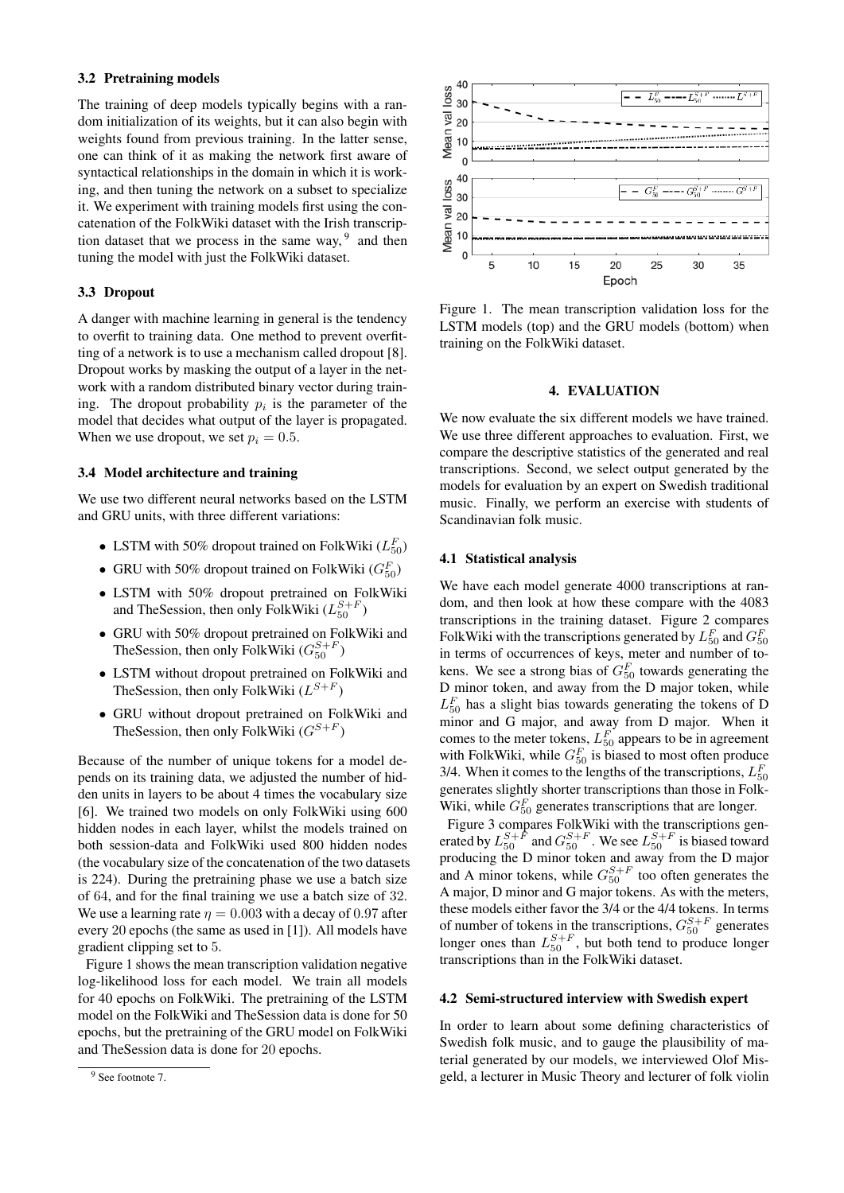### 3.2 Pretraining models

The training of deep models typically begins with a random initialization of its weights, but it can also begin with weights found from previous training. In the latter sense, one can think of it as making the network first aware of syntactical relationships in the domain in which it is working, and then tuning the network on a subset to specialize it. We experiment with training models first using the concatenation of the FolkWiki dataset with the Irish transcription dataset that we process in the same way, [9] and then tuning the model with just the FolkWiki dataset.

### 3.3 Dropout

A danger with machine learning in general is the tendency to overfit to training data. One method to prevent overfitting of a network is to use a mechanism called dropout [8]. Dropout works by masking the output of a layer in the network with a random distributed binary vector during training. The dropout probability $p_i$ is the parameter of the model that decides what output of the layer is propagated. When we use dropout, we set $p_i = 0.5$.

### 3.4 Model architecture and training

We use two different neural networks based on the LSTM and GRU units, with three different variations:

- LSTM with 50% dropout trained on FolkWiki ($L^F_{50}$)
- GRU with 50% dropout trained on FolkWiki ($G^F_{50}$)
- LSTM with 50% dropout pretrained on FolkWiki and TheSession, then only FolkWiki ($L^{S+F}_{50}$)
- GRU with 50% dropout pretrained on FolkWiki and TheSession, then only FolkWiki ($G^{S+F}_{50}$)
- LSTM without dropout pretrained on FolkWiki and TheSession, then only FolkWiki ($L^{S+F}$)
- GRU without dropout pretrained on FolkWiki and TheSession, then only FolkWiki ($G^{S+F}$)

Because of the number of unique tokens for a model depends on its training data, we adjusted the number of hidden units in layers to be about 4 times the vocabulary size [6]. We trained two models on only FolkWiki using 600 hidden nodes in each layer, whilst the models trained on both session-data and FolkWiki used 800 hidden nodes (the vocabulary size of the concatenation of the two datasets is 224). During the pretraining phase we use a batch size of 64, and for the final training we use a batch size of 32. We use a learning rate $\eta = 0.003$ with a decay of 0.97 after every 20 epochs (the same as used in [1]). All models have gradient clipping set to 5.

Figure 1 shows the mean transcription validation negative log-likelihood loss for each model. We train all models for 40 epochs on FolkWiki. The pretraining of the LSTM model on the FolkWiki and TheSession data is done for 50 epochs, but the pretraining of the GRU model on FolkWiki and TheSession data is done for 20 epochs.

[9] See footnote 7.

Figure 1. The mean transcription validation loss for the LSTM models (top) and the GRU models (bottom) when training on the FolkWiki dataset.

## 4. EVALUATION

We now evaluate the six different models we have trained. We use three different approaches to evaluation. First, we compare the descriptive statistics of the generated and real transcriptions. Second, we select output generated by the models for evaluation by an expert on Swedish traditional music. Finally, we perform an exercise with students of Scandinavian folk music.

### 4.1 Statistical analysis

We have each model generate 4000 transcriptions at random, and then look at how these compare with the 4083 transcriptions in the training dataset. Figure 2 compares FolkWiki with the transcriptions generated by $L^F_{50}$ and $G^F_{50}$ in terms of occurrences of keys, meter and number of tokens. We see a strong bias of $G^F_{50}$ towards generating the D minor token, and away from the D major token, while $L^F_{50}$ has a slight bias towards generating the tokens of D minor and G major, and away from D major. When it comes to the meter tokens, $L^F_{50}$ appears to be in agreement with FolkWiki, while $G^F_{50}$ is biased to most often produce 3/4. When it comes to the lengths of the transcriptions, $L^F_{50}$ generates slightly shorter transcriptions than those in FolkWiki, while $G^F_{50}$ generates transcriptions that are longer.

Figure 3 compares FolkWiki with the transcriptions generated by $L^{S+F}_{50}$ and $G^{S+F}_{50}$. We see $L^{S+F}_{50}$ is biased toward producing the D minor token and away from the D major and A minor tokens, while $G^{S+F}_{50}$ too often generates the A major, D minor and G major tokens. As with the meters, these models either favor the 3/4 or the 4/4 tokens. In terms of number of tokens in the transcriptions, $G^{S+F}_{50}$ generates longer ones than $L^{S+F}_{50}$, but both tend to produce longer transcriptions than in the FolkWiki dataset.

### 4.2 Semi-structured interview with Swedish expert

In order to learn about some defining characteristics of Swedish folk music, and to gauge the plausibility of material generated by our models, we interviewed Olof Misgeld, a lecturer in Music Theory and lecturer of folk violin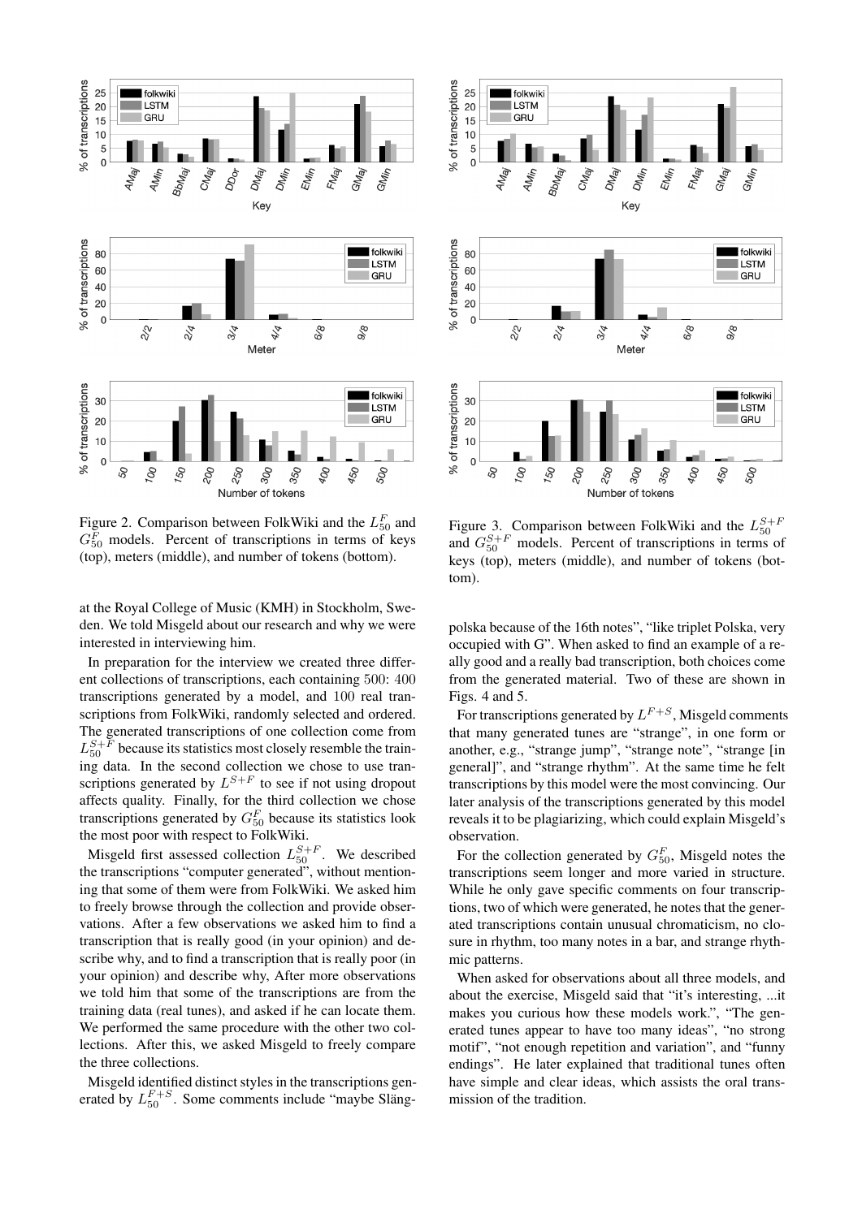Figure 2. Comparison between FolkWiki and the $L^F_{50}$ and $G^F_{50}$ models. Percent of transcriptions in terms of keys (top), meters (middle), and number of tokens (bottom).

Figure 3. Comparison between FolkWiki and the $L^{S+F}_{50}$ and $G^{S+F}_{50}$ models. Percent of transcriptions in terms of keys (top), meters (middle), and number of tokens (bottom).

at the Royal College of Music (KMH) in Stockholm, Sweden. We told Misgeld about our research and why we were interested in interviewing him.

In preparation for the interview we created three different collections of transcriptions, each containing 500: 400 transcriptions generated by a model, and 100 real transcriptions from FolkWiki, randomly selected and ordered. The generated transcriptions of one collection come from $L^{S+F}_{50}$ because its statistics most closely resemble the training data. In the second collection we chose to use transcriptions generated by $L^{S+F}$ to see if not using dropout affects quality. Finally, for the third collection we chose transcriptions generated by $G^F_{50}$ because its statistics look the most poor with respect to FolkWiki.

Misgeld first assessed collection $L^{S+F}_{50}$. We described the transcriptions "computer generated", without mentioning that some of them were from FolkWiki. We asked him to freely browse through the collection and provide observations. After a few observations we asked him to find a transcription that is really good (in your opinion) and describe why, and to find a transcription that is really poor (in your opinion) and describe why, After more observations we told him that some of the transcriptions are from the training data (real tunes), and asked if he can locate them. We performed the same procedure with the other two collections. After this, we asked Misgeld to freely compare the three collections.

Misgeld identified distinct styles in the transcriptions generated by $L^{F+S}_{50}$. Some comments include "maybe Släng-polska because of the 16th notes", "like triplet Polska, very occupied with G". When asked to find an example of a really good and a really bad transcription, both choices come from the generated material. Two of these are shown in Figs. 4 and 5.

For transcriptions generated by $L^{F+S}$, Misgeld comments that many generated tunes are "strange", in one form or another, e.g., "strange jump", "strange note", "strange [in general]", and "strange rhythm". At the same time he felt transcriptions by this model were the most convincing. Our later analysis of the transcriptions generated by this model reveals it to be plagiarizing, which could explain Misgeld's observation.

For the collection generated by $G^F_{50}$, Misgeld notes the transcriptions seem longer and more varied in structure. While he only gave specific comments on four transcriptions, two of which were generated, he notes that the generated transcriptions contain unusual chromaticism, no closure in rhythm, too many notes in a bar, and strange rhythmic patterns.

When asked for observations about all three models, and about the exercise, Misgeld said that "it's interesting, ...it makes you curious how these models work.", "The generated tunes appear to have too many ideas", "no strong motif", "not enough repetition and variation", and "funny endings". He later explained that traditional tunes often have simple and clear ideas, which assists the oral transmission of the tradition.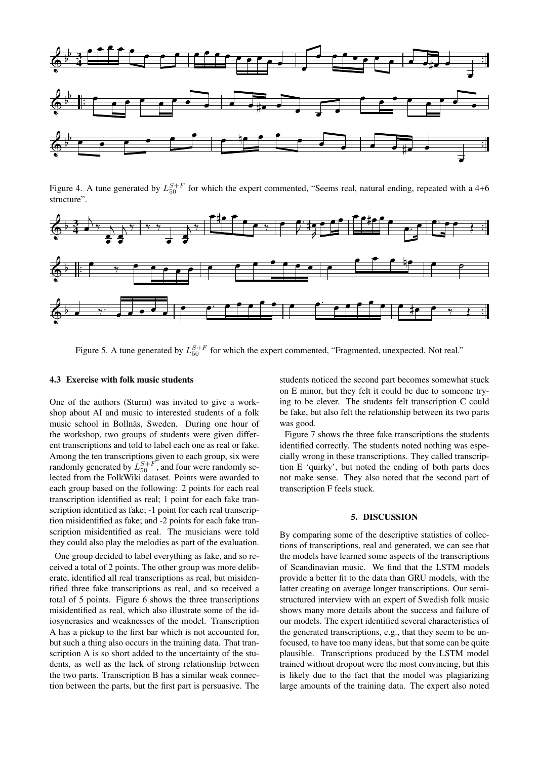Figure 4. A tune generated by $L_{50}^{S+F}$ for which the expert commented, "Seems real, natural ending, repeated with a 4+6 structure".

Figure 5. A tune generated by $L_{50}^{S+F}$ for which the expert commented, "Fragmented, unexpected. Not real."

### 4.3 Exercise with folk music students

One of the authors (Sturm) was invited to give a workshop about AI and music to interested students of a folk music school in Bollnäs, Sweden. During one hour of the workshop, two groups of students were given different transcriptions and told to label each one as real or fake. Among the ten transcriptions given to each group, six were randomly generated by $L_{50}^{S+F}$, and four were randomly selected from the FolkWiki dataset. Points were awarded to each group based on the following: 2 points for each real transcription identified as real; 1 point for each fake transcription identified as fake; -1 point for each real transcription misidentified as fake; and -2 points for each fake transcription misidentified as real. The musicians were told they could also play the melodies as part of the evaluation.

One group decided to label everything as fake, and so received a total of 2 points. The other group was more deliberate, identified all real transcriptions as real, but misidentified three fake transcriptions as real, and so received a total of 5 points. Figure 6 shows the three transcriptions misidentified as real, which also illustrate some of the idiosyncrasies and weaknesses of the model. Transcription A has a pickup to the first bar which is not accounted for, but such a thing also occurs in the training data. That transcription A is so short added to the uncertainty of the students, as well as the lack of strong relationship between the two parts. Transcription B has a similar weak connection between the parts, but the first part is persuasive. The students noticed the second part becomes somewhat stuck on E minor, but they felt it could be due to someone trying to be clever. The students felt transcription C could be fake, but also felt the relationship between its two parts was good.

Figure 7 shows the three fake transcriptions the students identified correctly. The students noted nothing was especially wrong in these transcriptions. They called transcription E 'quirky', but noted the ending of both parts does not make sense. They also noted that the second part of transcription F feels stuck.

## 5. DISCUSSION

By comparing some of the descriptive statistics of collections of transcriptions, real and generated, we can see that the models have learned some aspects of the transcriptions of Scandinavian music. We find that the LSTM models provide a better fit to the data than GRU models, with the latter creating on average longer transcriptions. Our semi-structured interview with an expert of Swedish folk music shows many more details about the success and failure of our models. The expert identified several characteristics of the generated transcriptions, e.g., that they seem to be unfocused, to have too many ideas, but that some can be quite plausible. Transcriptions produced by the LSTM model trained without dropout were the most convincing, but this is likely due to the fact that the model was plagiarizing large amounts of the training data. The expert also noted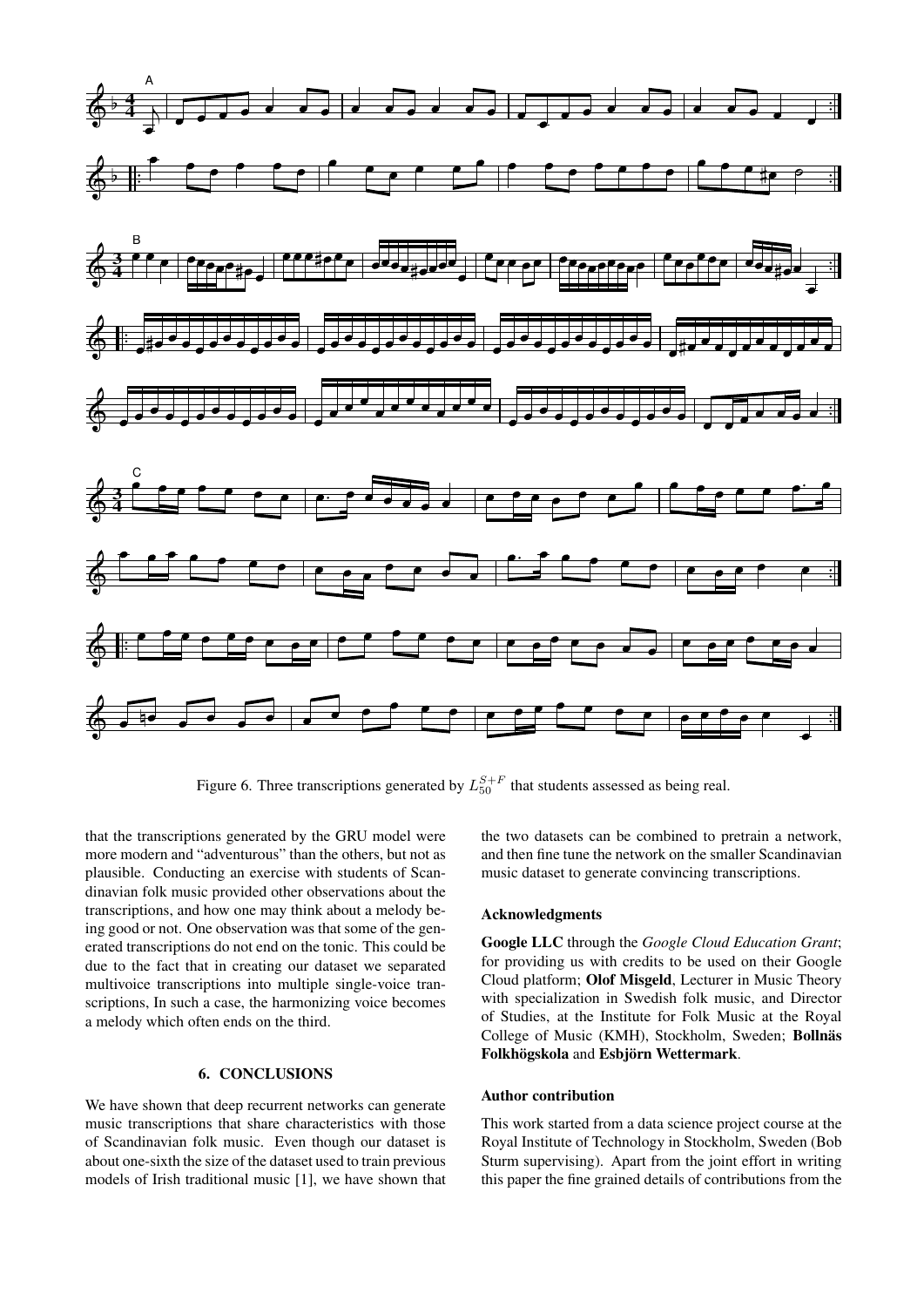Figure 6. Three transcriptions generated by $L_{50}^{S+F}$ that students assessed as being real.

that the transcriptions generated by the GRU model were more modern and "adventurous" than the others, but not as plausible. Conducting an exercise with students of Scandinavian folk music provided other observations about the transcriptions, and how one may think about a melody being good or not. One observation was that some of the generated transcriptions do not end on the tonic. This could be due to the fact that in creating our dataset we separated multivoice transcriptions into multiple single-voice transcriptions, In such a case, the harmonizing voice becomes a melody which often ends on the third.

## 6. CONCLUSIONS

We have shown that deep recurrent networks can generate music transcriptions that share characteristics with those of Scandinavian folk music. Even though our dataset is about one-sixth the size of the dataset used to train previous models of Irish traditional music [1], we have shown that the two datasets can be combined to pretrain a network, and then fine tune the network on the smaller Scandinavian music dataset to generate convincing transcriptions.

### Acknowledgments

**Google LLC** through the *Google Cloud Education Grant*; for providing us with credits to be used on their Google Cloud platform; **Olof Misgeld**, Lecturer in Music Theory with specialization in Swedish folk music, and Director of Studies, at the Institute for Folk Music at the Royal College of Music (KMH), Stockholm, Sweden; **Bollnäs Folkhögskola** and **Esbjörn Wettermark**.

### Author contribution

This work started from a data science project course at the Royal Institute of Technology in Stockholm, Sweden (Bob Sturm supervising). Apart from the joint effort in writing this paper the fine grained details of contributions from the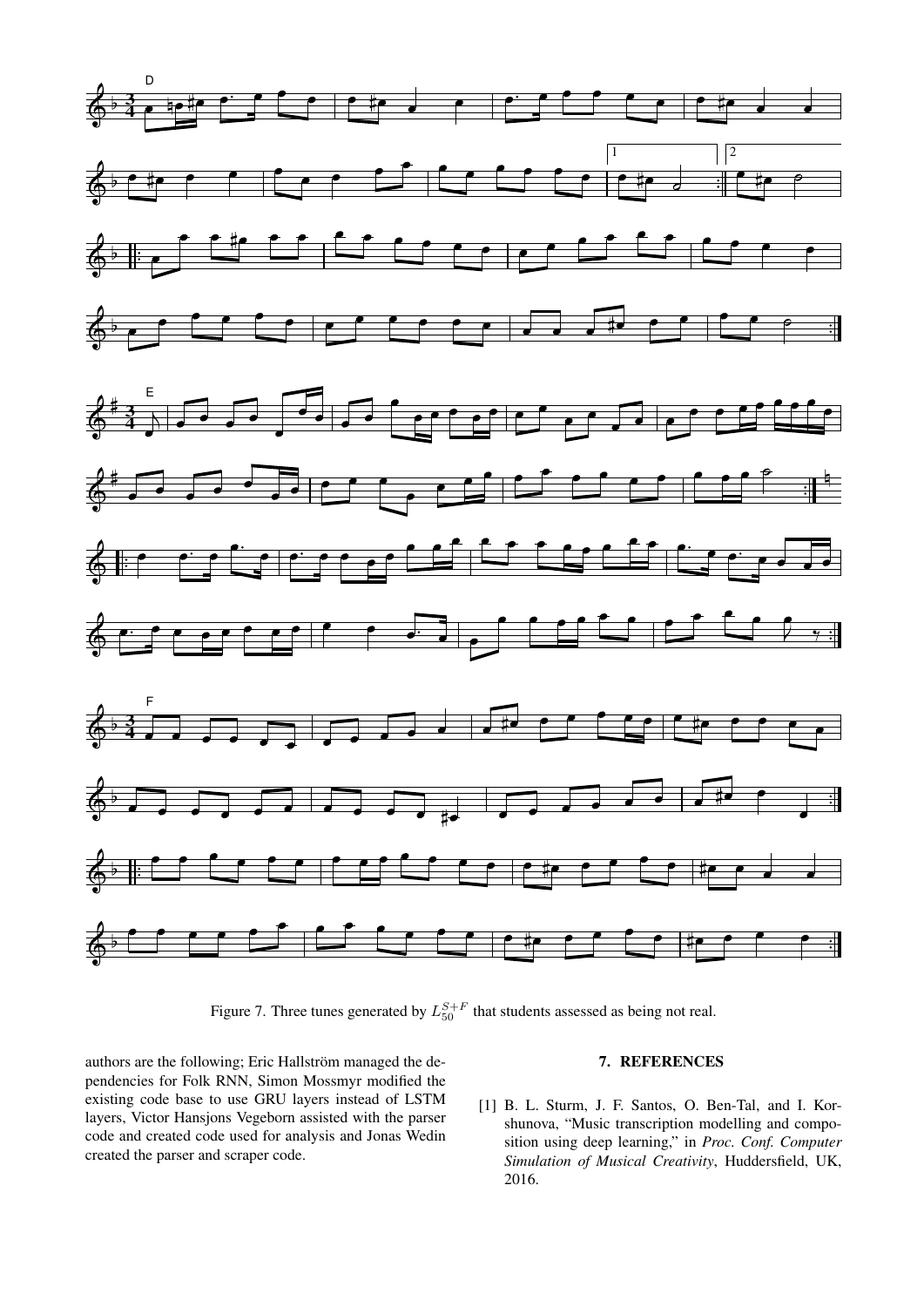Figure 7. Three tunes generated by $L_{50}^{S+F}$ that students assessed as being not real.

authors are the following; Eric Hallström managed the dependencies for Folk RNN, Simon Mossmyr modified the existing code base to use GRU layers instead of LSTM layers, Victor Hansjons Vegeborn assisted with the parser code and created code used for analysis and Jonas Wedin created the parser and scraper code.

## 7. REFERENCES

[1] B. L. Sturm, J. F. Santos, O. Ben-Tal, and I. Korshunova, "Music transcription modelling and composition using deep learning," in *Proc. Conf. Computer Simulation of Musical Creativity*, Huddersfield, UK, 2016.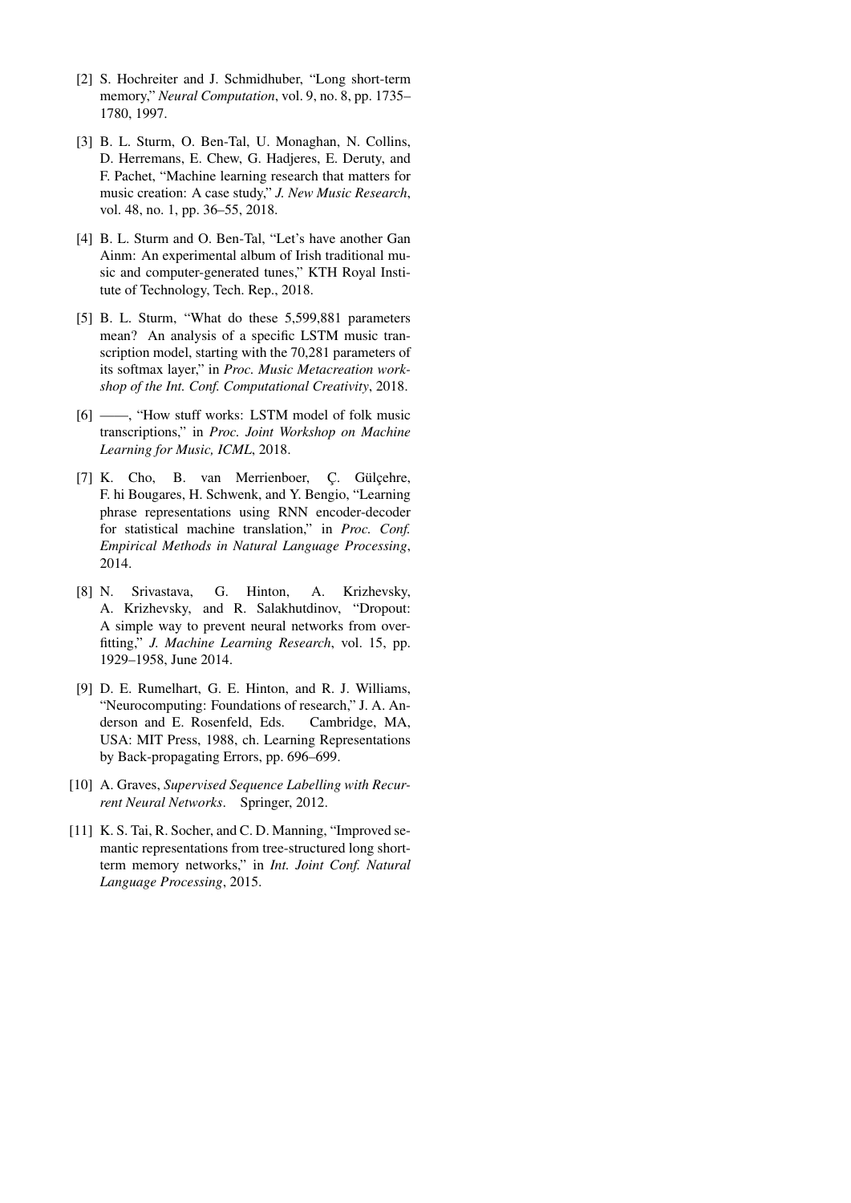[2] S. Hochreiter and J. Schmidhuber, "Long short-term memory," *Neural Computation*, vol. 9, no. 8, pp. 1735–1780, 1997.

[3] B. L. Sturm, O. Ben-Tal, U. Monaghan, N. Collins, D. Herremans, E. Chew, G. Hadjeres, E. Deruty, and F. Pachet, "Machine learning research that matters for music creation: A case study," *J. New Music Research*, vol. 48, no. 1, pp. 36–55, 2018.

[4] B. L. Sturm and O. Ben-Tal, "Let's have another Gan Ainm: An experimental album of Irish traditional music and computer-generated tunes," KTH Royal Institute of Technology, Tech. Rep., 2018.

[5] B. L. Sturm, "What do these 5,599,881 parameters mean? An analysis of a specific LSTM music transcription model, starting with the 70,281 parameters of its softmax layer," in *Proc. Music Metacreation workshop of the Int. Conf. Computational Creativity*, 2018.

[6] ——, "How stuff works: LSTM model of folk music transcriptions," in *Proc. Joint Workshop on Machine Learning for Music, ICML*, 2018.

[7] K. Cho, B. van Merrienboer, Ç. Gülçehre, F. hi Bougares, H. Schwenk, and Y. Bengio, "Learning phrase representations using RNN encoder-decoder for statistical machine translation," in *Proc. Conf. Empirical Methods in Natural Language Processing*, 2014.

[8] N. Srivastava, G. Hinton, A. Krizhevsky, A. Krizhevsky, and R. Salakhutdinov, "Dropout: A simple way to prevent neural networks from overfitting," *J. Machine Learning Research*, vol. 15, pp. 1929–1958, June 2014.

[9] D. E. Rumelhart, G. E. Hinton, and R. J. Williams, "Neurocomputing: Foundations of research," J. A. Anderson and E. Rosenfeld, Eds. Cambridge, MA, USA: MIT Press, 1988, ch. Learning Representations by Back-propagating Errors, pp. 696–699.

[10] A. Graves, *Supervised Sequence Labelling with Recurrent Neural Networks*. Springer, 2012.

[11] K. S. Tai, R. Socher, and C. D. Manning, "Improved semantic representations from tree-structured long short-term memory networks," in *Int. Joint Conf. Natural Language Processing*, 2015.